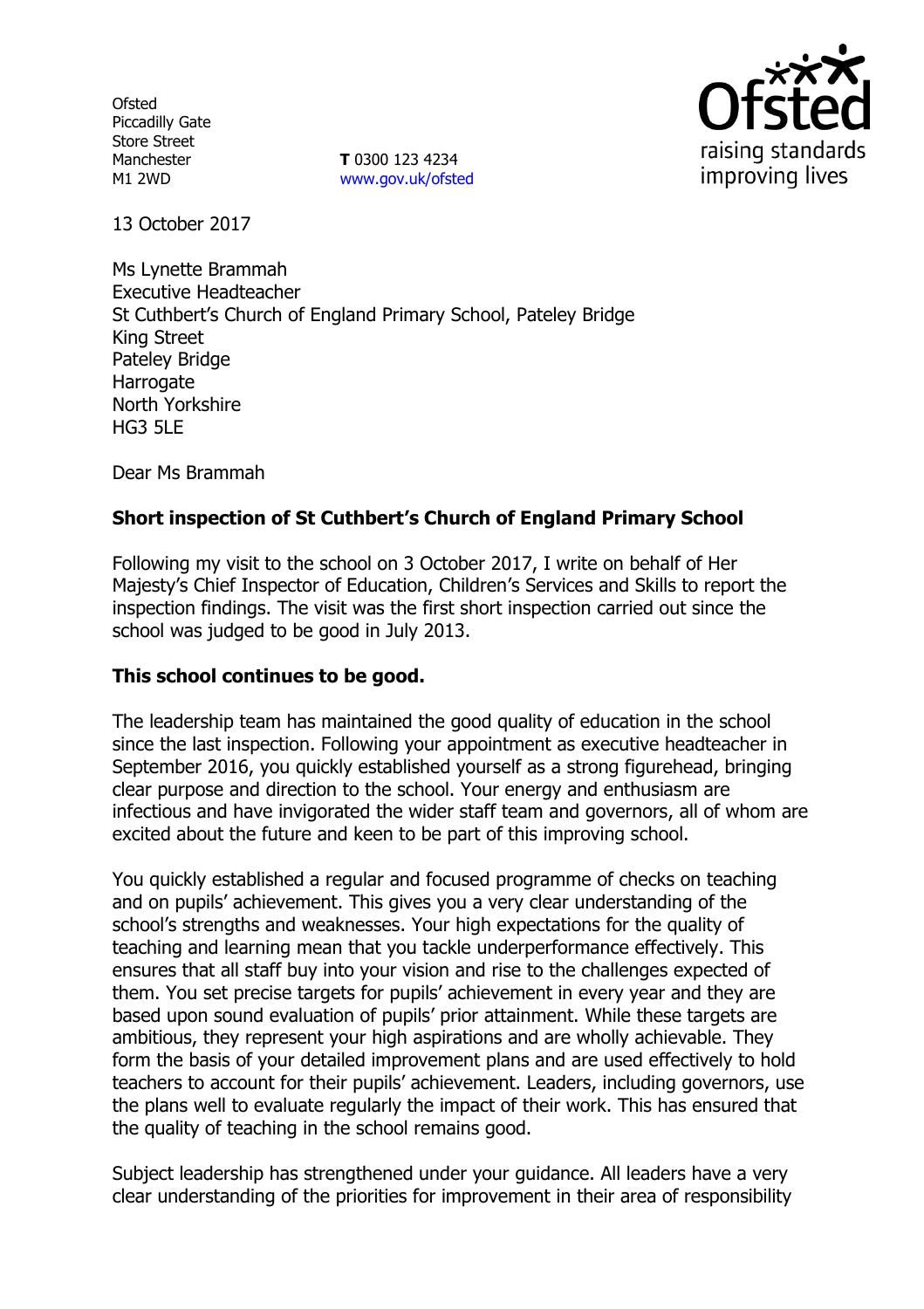Ofsted
Piccadilly Gate
Store Street
Manchester
M1 2WD

**T** 0300 123 4234
www.gov.uk/ofsted

13 October 2017

Ms Lynette Brammah
Executive Headteacher
St Cuthbert's Church of England Primary School, Pateley Bridge
King Street
Pateley Bridge
Harrogate
North Yorkshire
HG3 5LE

Dear Ms Brammah

**Short inspection of St Cuthbert's Church of England Primary School**

Following my visit to the school on 3 October 2017, I write on behalf of Her Majesty's Chief Inspector of Education, Children's Services and Skills to report the inspection findings. The visit was the first short inspection carried out since the school was judged to be good in July 2013.

**This school continues to be good.**

The leadership team has maintained the good quality of education in the school since the last inspection. Following your appointment as executive headteacher in September 2016, you quickly established yourself as a strong figurehead, bringing clear purpose and direction to the school. Your energy and enthusiasm are infectious and have invigorated the wider staff team and governors, all of whom are excited about the future and keen to be part of this improving school.

You quickly established a regular and focused programme of checks on teaching and on pupils' achievement. This gives you a very clear understanding of the school's strengths and weaknesses. Your high expectations for the quality of teaching and learning mean that you tackle underperformance effectively. This ensures that all staff buy into your vision and rise to the challenges expected of them. You set precise targets for pupils' achievement in every year and they are based upon sound evaluation of pupils' prior attainment. While these targets are ambitious, they represent your high aspirations and are wholly achievable. They form the basis of your detailed improvement plans and are used effectively to hold teachers to account for their pupils' achievement. Leaders, including governors, use the plans well to evaluate regularly the impact of their work. This has ensured that the quality of teaching in the school remains good.

Subject leadership has strengthened under your guidance. All leaders have a very clear understanding of the priorities for improvement in their area of responsibility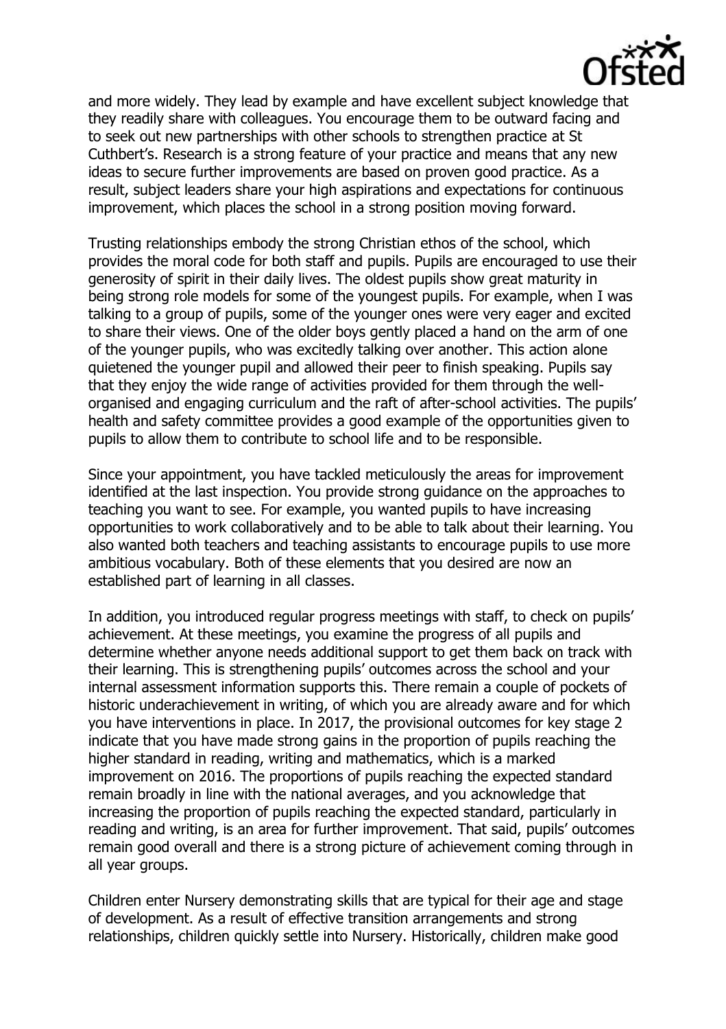and more widely. They lead by example and have excellent subject knowledge that they readily share with colleagues. You encourage them to be outward facing and to seek out new partnerships with other schools to strengthen practice at St Cuthbert's. Research is a strong feature of your practice and means that any new ideas to secure further improvements are based on proven good practice. As a result, subject leaders share your high aspirations and expectations for continuous improvement, which places the school in a strong position moving forward.

Trusting relationships embody the strong Christian ethos of the school, which provides the moral code for both staff and pupils. Pupils are encouraged to use their generosity of spirit in their daily lives. The oldest pupils show great maturity in being strong role models for some of the youngest pupils. For example, when I was talking to a group of pupils, some of the younger ones were very eager and excited to share their views. One of the older boys gently placed a hand on the arm of one of the younger pupils, who was excitedly talking over another. This action alone quietened the younger pupil and allowed their peer to finish speaking. Pupils say that they enjoy the wide range of activities provided for them through the well-organised and engaging curriculum and the raft of after-school activities. The pupils' health and safety committee provides a good example of the opportunities given to pupils to allow them to contribute to school life and to be responsible.

Since your appointment, you have tackled meticulously the areas for improvement identified at the last inspection. You provide strong guidance on the approaches to teaching you want to see. For example, you wanted pupils to have increasing opportunities to work collaboratively and to be able to talk about their learning. You also wanted both teachers and teaching assistants to encourage pupils to use more ambitious vocabulary. Both of these elements that you desired are now an established part of learning in all classes.

In addition, you introduced regular progress meetings with staff, to check on pupils' achievement. At these meetings, you examine the progress of all pupils and determine whether anyone needs additional support to get them back on track with their learning. This is strengthening pupils' outcomes across the school and your internal assessment information supports this. There remain a couple of pockets of historic underachievement in writing, of which you are already aware and for which you have interventions in place. In 2017, the provisional outcomes for key stage 2 indicate that you have made strong gains in the proportion of pupils reaching the higher standard in reading, writing and mathematics, which is a marked improvement on 2016. The proportions of pupils reaching the expected standard remain broadly in line with the national averages, and you acknowledge that increasing the proportion of pupils reaching the expected standard, particularly in reading and writing, is an area for further improvement. That said, pupils' outcomes remain good overall and there is a strong picture of achievement coming through in all year groups.

Children enter Nursery demonstrating skills that are typical for their age and stage of development. As a result of effective transition arrangements and strong relationships, children quickly settle into Nursery. Historically, children make good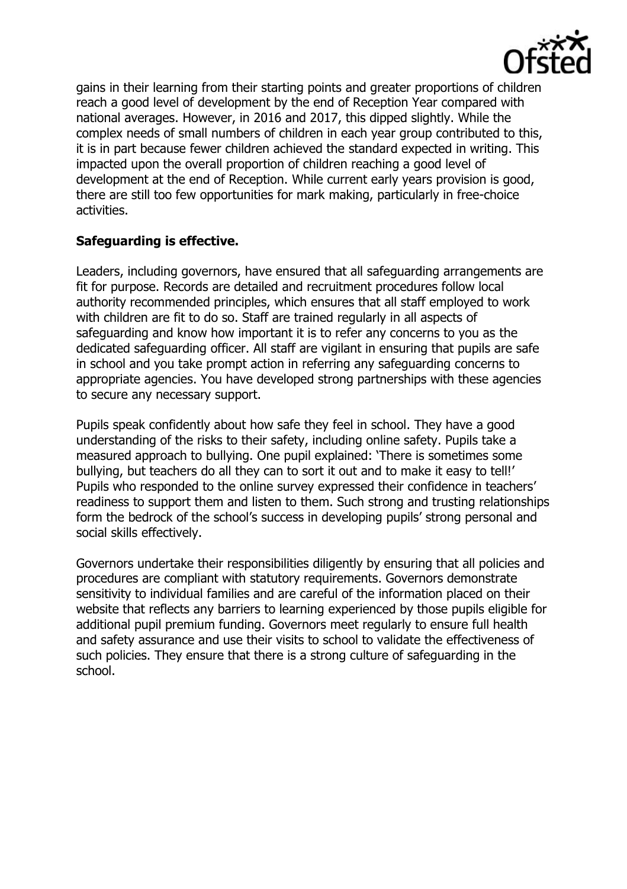gains in their learning from their starting points and greater proportions of children reach a good level of development by the end of Reception Year compared with national averages. However, in 2016 and 2017, this dipped slightly. While the complex needs of small numbers of children in each year group contributed to this, it is in part because fewer children achieved the standard expected in writing. This impacted upon the overall proportion of children reaching a good level of development at the end of Reception. While current early years provision is good, there are still too few opportunities for mark making, particularly in free-choice activities.

**Safeguarding is effective.**

Leaders, including governors, have ensured that all safeguarding arrangements are fit for purpose. Records are detailed and recruitment procedures follow local authority recommended principles, which ensures that all staff employed to work with children are fit to do so. Staff are trained regularly in all aspects of safeguarding and know how important it is to refer any concerns to you as the dedicated safeguarding officer. All staff are vigilant in ensuring that pupils are safe in school and you take prompt action in referring any safeguarding concerns to appropriate agencies. You have developed strong partnerships with these agencies to secure any necessary support.

Pupils speak confidently about how safe they feel in school. They have a good understanding of the risks to their safety, including online safety. Pupils take a measured approach to bullying. One pupil explained: 'There is sometimes some bullying, but teachers do all they can to sort it out and to make it easy to tell!' Pupils who responded to the online survey expressed their confidence in teachers' readiness to support them and listen to them. Such strong and trusting relationships form the bedrock of the school's success in developing pupils' strong personal and social skills effectively.

Governors undertake their responsibilities diligently by ensuring that all policies and procedures are compliant with statutory requirements. Governors demonstrate sensitivity to individual families and are careful of the information placed on their website that reflects any barriers to learning experienced by those pupils eligible for additional pupil premium funding. Governors meet regularly to ensure full health and safety assurance and use their visits to school to validate the effectiveness of such policies. They ensure that there is a strong culture of safeguarding in the school.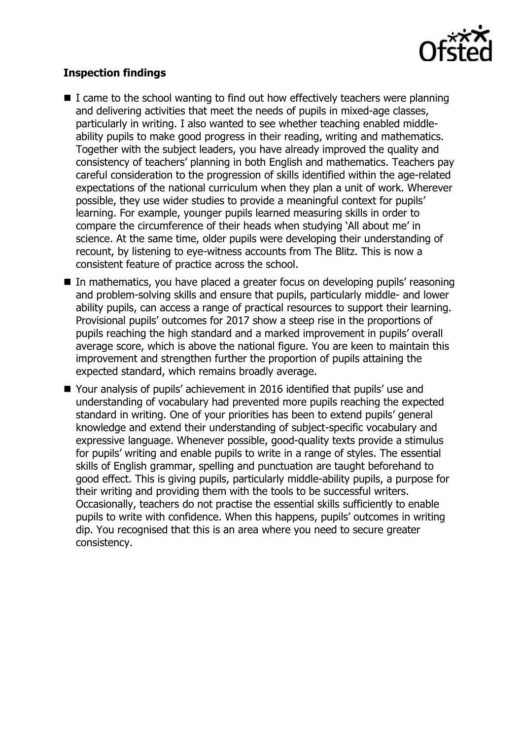**Inspection findings**

- I came to the school wanting to find out how effectively teachers were planning and delivering activities that meet the needs of pupils in mixed-age classes, particularly in writing. I also wanted to see whether teaching enabled middle-ability pupils to make good progress in their reading, writing and mathematics. Together with the subject leaders, you have already improved the quality and consistency of teachers' planning in both English and mathematics. Teachers pay careful consideration to the progression of skills identified within the age-related expectations of the national curriculum when they plan a unit of work. Wherever possible, they use wider studies to provide a meaningful context for pupils' learning. For example, younger pupils learned measuring skills in order to compare the circumference of their heads when studying 'All about me' in science. At the same time, older pupils were developing their understanding of recount, by listening to eye-witness accounts from The Blitz. This is now a consistent feature of practice across the school.
- In mathematics, you have placed a greater focus on developing pupils' reasoning and problem-solving skills and ensure that pupils, particularly middle- and lower ability pupils, can access a range of practical resources to support their learning. Provisional pupils' outcomes for 2017 show a steep rise in the proportions of pupils reaching the high standard and a marked improvement in pupils' overall average score, which is above the national figure. You are keen to maintain this improvement and strengthen further the proportion of pupils attaining the expected standard, which remains broadly average.
- Your analysis of pupils' achievement in 2016 identified that pupils' use and understanding of vocabulary had prevented more pupils reaching the expected standard in writing. One of your priorities has been to extend pupils' general knowledge and extend their understanding of subject-specific vocabulary and expressive language. Whenever possible, good-quality texts provide a stimulus for pupils' writing and enable pupils to write in a range of styles. The essential skills of English grammar, spelling and punctuation are taught beforehand to good effect. This is giving pupils, particularly middle-ability pupils, a purpose for their writing and providing them with the tools to be successful writers. Occasionally, teachers do not practise the essential skills sufficiently to enable pupils to write with confidence. When this happens, pupils' outcomes in writing dip. You recognised that this is an area where you need to secure greater consistency.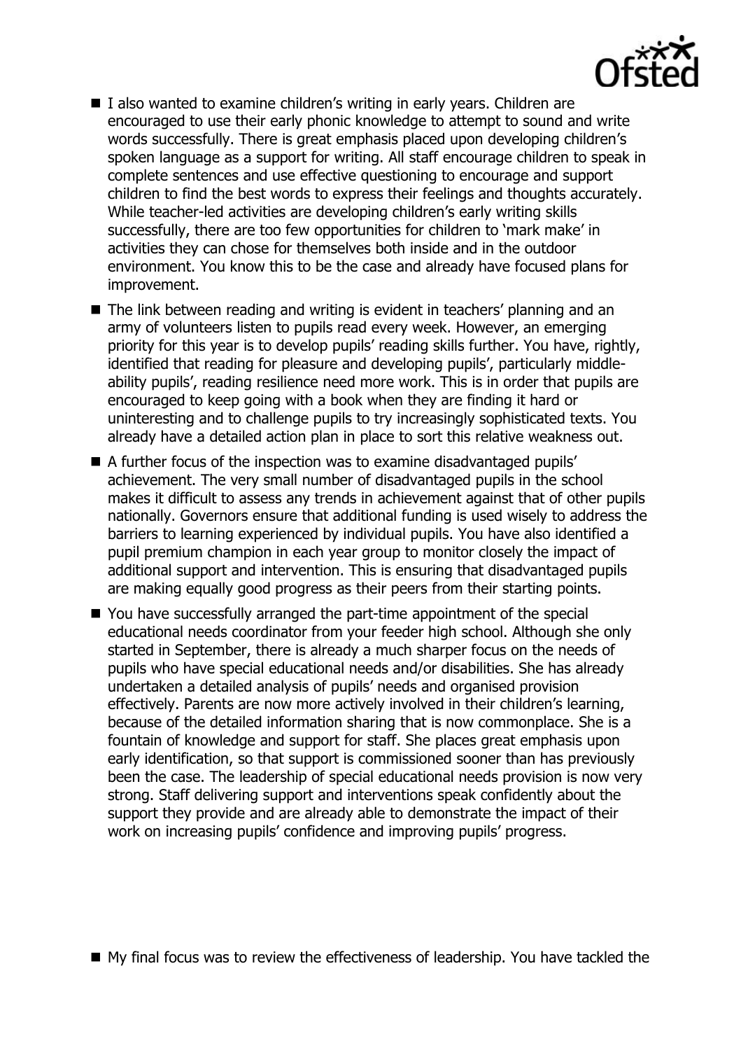- I also wanted to examine children's writing in early years. Children are encouraged to use their early phonic knowledge to attempt to sound and write words successfully. There is great emphasis placed upon developing children's spoken language as a support for writing. All staff encourage children to speak in complete sentences and use effective questioning to encourage and support children to find the best words to express their feelings and thoughts accurately. While teacher-led activities are developing children's early writing skills successfully, there are too few opportunities for children to 'mark make' in activities they can chose for themselves both inside and in the outdoor environment. You know this to be the case and already have focused plans for improvement.
- The link between reading and writing is evident in teachers' planning and an army of volunteers listen to pupils read every week. However, an emerging priority for this year is to develop pupils' reading skills further. You have, rightly, identified that reading for pleasure and developing pupils', particularly middle-ability pupils', reading resilience need more work. This is in order that pupils are encouraged to keep going with a book when they are finding it hard or uninteresting and to challenge pupils to try increasingly sophisticated texts. You already have a detailed action plan in place to sort this relative weakness out.
- A further focus of the inspection was to examine disadvantaged pupils' achievement. The very small number of disadvantaged pupils in the school makes it difficult to assess any trends in achievement against that of other pupils nationally. Governors ensure that additional funding is used wisely to address the barriers to learning experienced by individual pupils. You have also identified a pupil premium champion in each year group to monitor closely the impact of additional support and intervention. This is ensuring that disadvantaged pupils are making equally good progress as their peers from their starting points.
- You have successfully arranged the part-time appointment of the special educational needs coordinator from your feeder high school. Although she only started in September, there is already a much sharper focus on the needs of pupils who have special educational needs and/or disabilities. She has already undertaken a detailed analysis of pupils' needs and organised provision effectively. Parents are now more actively involved in their children's learning, because of the detailed information sharing that is now commonplace. She is a fountain of knowledge and support for staff. She places great emphasis upon early identification, so that support is commissioned sooner than has previously been the case. The leadership of special educational needs provision is now very strong. Staff delivering support and interventions speak confidently about the support they provide and are already able to demonstrate the impact of their work on increasing pupils' confidence and improving pupils' progress.
- My final focus was to review the effectiveness of leadership. You have tackled the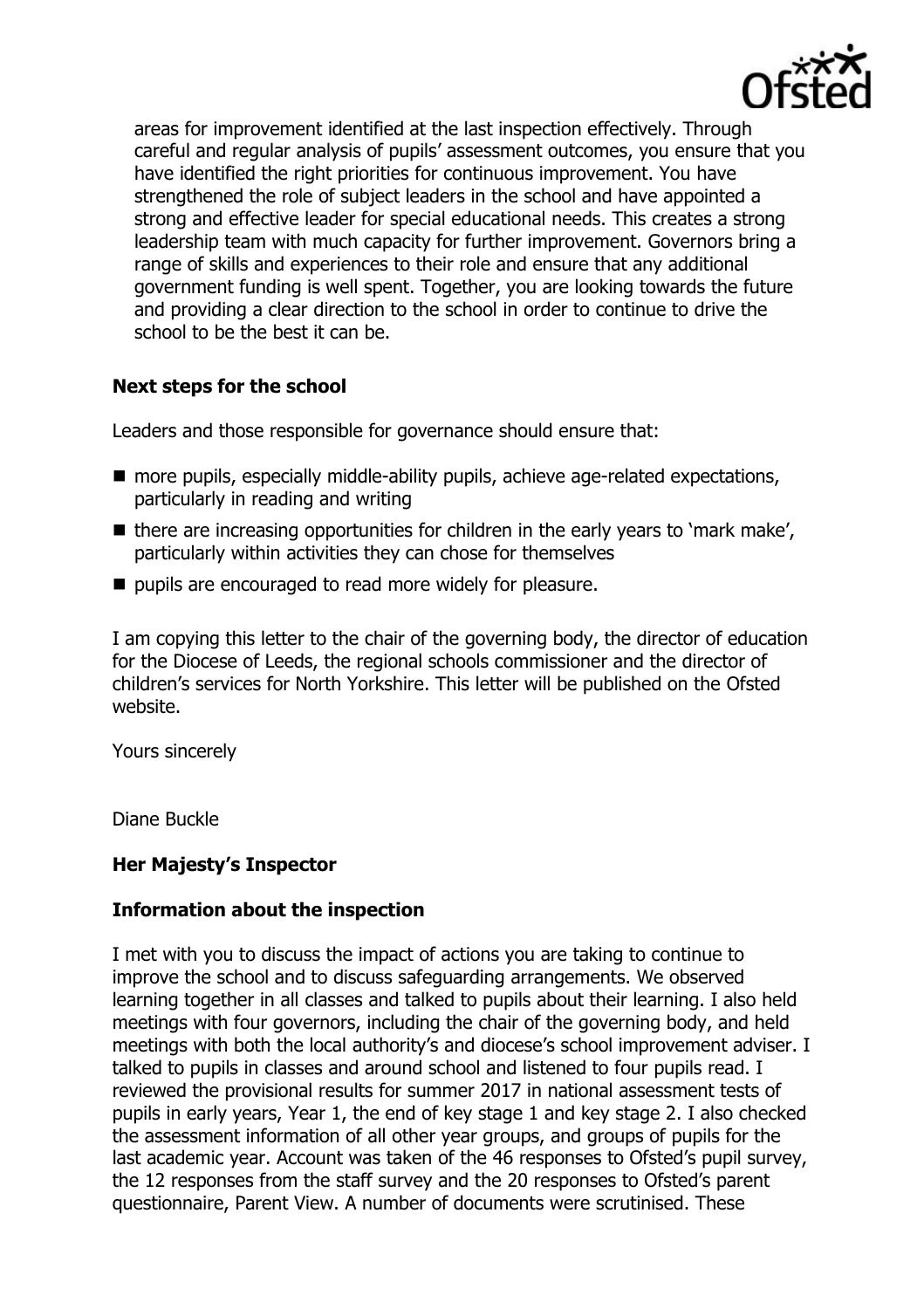areas for improvement identified at the last inspection effectively. Through careful and regular analysis of pupils' assessment outcomes, you ensure that you have identified the right priorities for continuous improvement. You have strengthened the role of subject leaders in the school and have appointed a strong and effective leader for special educational needs. This creates a strong leadership team with much capacity for further improvement. Governors bring a range of skills and experiences to their role and ensure that any additional government funding is well spent. Together, you are looking towards the future and providing a clear direction to the school in order to continue to drive the school to be the best it can be.

**Next steps for the school**

Leaders and those responsible for governance should ensure that:

- more pupils, especially middle-ability pupils, achieve age-related expectations, particularly in reading and writing
- there are increasing opportunities for children in the early years to 'mark make', particularly within activities they can chose for themselves
- pupils are encouraged to read more widely for pleasure.

I am copying this letter to the chair of the governing body, the director of education for the Diocese of Leeds, the regional schools commissioner and the director of children's services for North Yorkshire. This letter will be published on the Ofsted website.

Yours sincerely

Diane Buckle

**Her Majesty's Inspector**

**Information about the inspection**

I met with you to discuss the impact of actions you are taking to continue to improve the school and to discuss safeguarding arrangements. We observed learning together in all classes and talked to pupils about their learning. I also held meetings with four governors, including the chair of the governing body, and held meetings with both the local authority's and diocese's school improvement adviser. I talked to pupils in classes and around school and listened to four pupils read. I reviewed the provisional results for summer 2017 in national assessment tests of pupils in early years, Year 1, the end of key stage 1 and key stage 2. I also checked the assessment information of all other year groups, and groups of pupils for the last academic year. Account was taken of the 46 responses to Ofsted's pupil survey, the 12 responses from the staff survey and the 20 responses to Ofsted's parent questionnaire, Parent View. A number of documents were scrutinised. These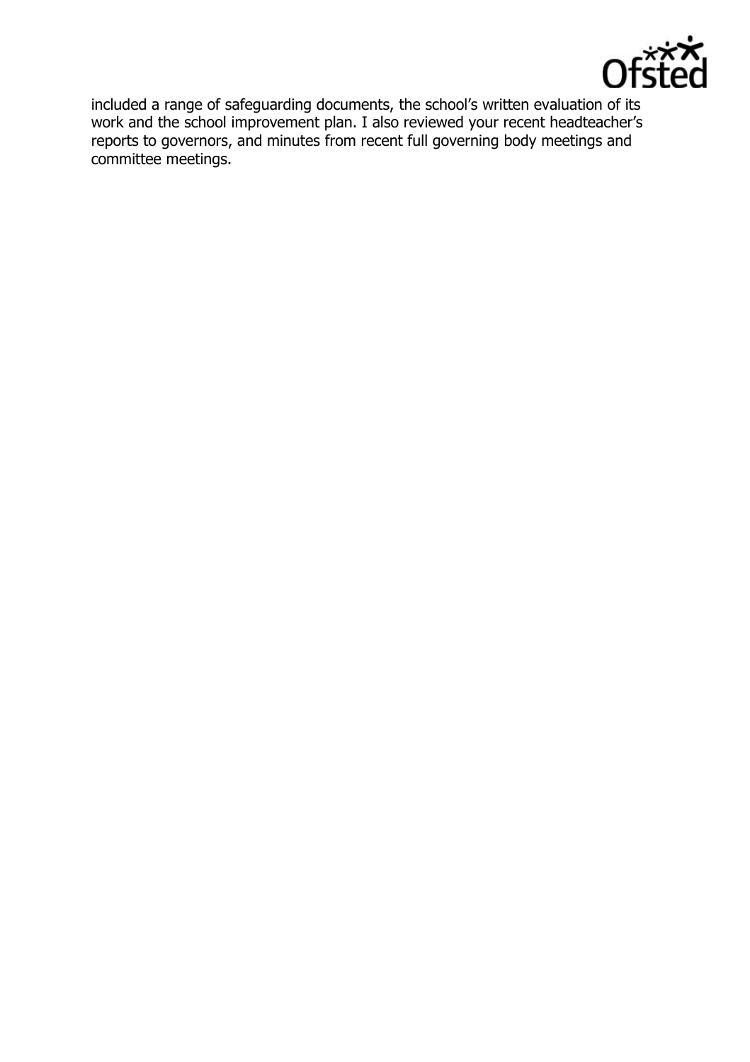included a range of safeguarding documents, the school's written evaluation of its work and the school improvement plan. I also reviewed your recent headteacher's reports to governors, and minutes from recent full governing body meetings and committee meetings.